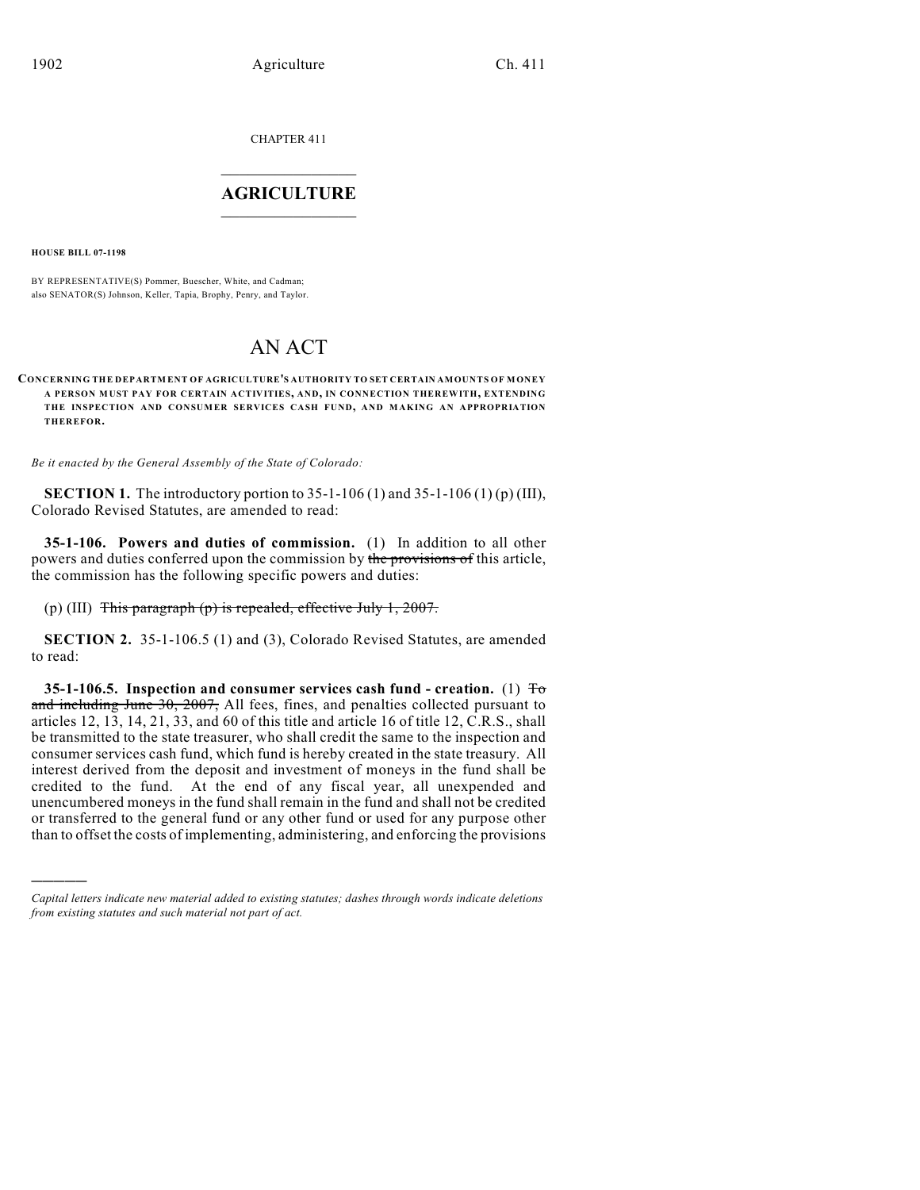CHAPTER 411

# AGRICULTURE

**HOUSE BILL 07-1198**

BY REPRESENTATIVE(S) Pommer, Buescher, White, and Cadman;
also SENATOR(S) Johnson, Keller, Tapia, Brophy, Penry, and Taylor.

# AN ACT

**CONCERNING THE DEPARTMENT OF AGRICULTURE'S AUTHORITY TO SET CERTAIN AMOUNTS OF MONEY A PERSON MUST PAY FOR CERTAIN ACTIVITIES, AND, IN CONNECTION THEREWITH, EXTENDING THE INSPECTION AND CONSUMER SERVICES CASH FUND, AND MAKING AN APPROPRIATION THEREFOR.**

*Be it enacted by the General Assembly of the State of Colorado:*

**SECTION 1.** The introductory portion to 35-1-106 (1) and 35-1-106 (1) (p) (III), Colorado Revised Statutes, are amended to read:

**35-1-106. Powers and duties of commission.** (1) In addition to all other powers and duties conferred upon the commission by ~~the provisions of~~ this article, the commission has the following specific powers and duties:

(p) (III) ~~This paragraph (p) is repealed, effective July 1, 2007.~~

**SECTION 2.** 35-1-106.5 (1) and (3), Colorado Revised Statutes, are amended to read:

**35-1-106.5. Inspection and consumer services cash fund - creation.** (1) ~~To and including June 30, 2007,~~ All fees, fines, and penalties collected pursuant to articles 12, 13, 14, 21, 33, and 60 of this title and article 16 of title 12, C.R.S., shall be transmitted to the state treasurer, who shall credit the same to the inspection and consumer services cash fund, which fund is hereby created in the state treasury. All interest derived from the deposit and investment of moneys in the fund shall be credited to the fund. At the end of any fiscal year, all unexpended and unencumbered moneys in the fund shall remain in the fund and shall not be credited or transferred to the general fund or any other fund or used for any purpose other than to offset the costs of implementing, administering, and enforcing the provisions

---

*Capital letters indicate new material added to existing statutes; dashes through words indicate deletions from existing statutes and such material not part of act.*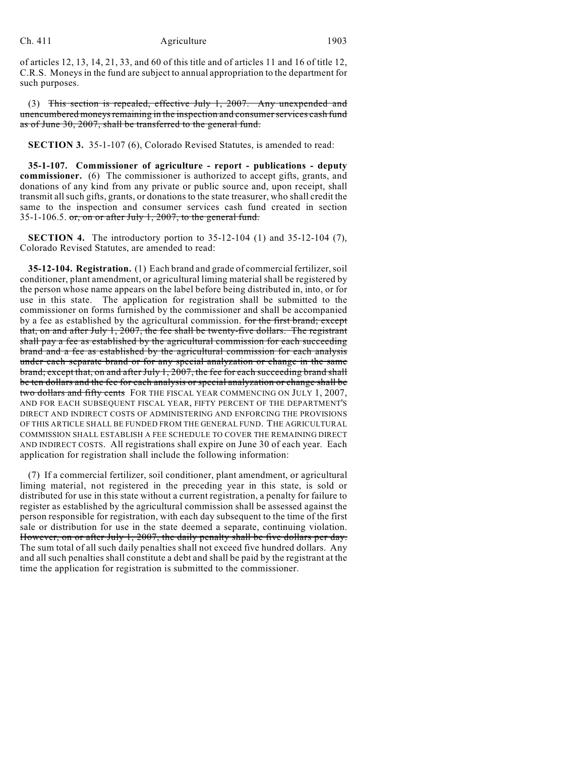of articles 12, 13, 14, 21, 33, and 60 of this title and of articles 11 and 16 of title 12, C.R.S. Moneys in the fund are subject to annual appropriation to the department for such purposes.

(3) ~~This section is repealed, effective July 1, 2007. Any unexpended and unencumbered moneys remaining in the inspection and consumer services cash fund as of June 30, 2007, shall be transferred to the general fund.~~

**SECTION 3.** 35-1-107 (6), Colorado Revised Statutes, is amended to read:

**35-1-107. Commissioner of agriculture - report - publications - deputy commissioner.** (6) The commissioner is authorized to accept gifts, grants, and donations of any kind from any private or public source and, upon receipt, shall transmit all such gifts, grants, or donations to the state treasurer, who shall credit the same to the inspection and consumer services cash fund created in section 35-1-106.5. ~~or, on or after July 1, 2007, to the general fund.~~

**SECTION 4.** The introductory portion to 35-12-104 (1) and 35-12-104 (7), Colorado Revised Statutes, are amended to read:

**35-12-104. Registration.** (1) Each brand and grade of commercial fertilizer, soil conditioner, plant amendment, or agricultural liming material shall be registered by the person whose name appears on the label before being distributed in, into, or for use in this state. The application for registration shall be submitted to the commissioner on forms furnished by the commissioner and shall be accompanied by a fee as established by the agricultural commission. ~~for the first brand; except that, on and after July 1, 2007, the fee shall be twenty-five dollars. The registrant shall pay a fee as established by the agricultural commission for each succeeding brand and a fee as established by the agricultural commission for each analysis under each separate brand or for any special analyzation or change in the same brand; except that, on and after July 1, 2007, the fee for each succeeding brand shall be ten dollars and the fee for each analysis or special analyzation or change shall be two dollars and fifty cents~~ FOR THE FISCAL YEAR COMMENCING ON JULY 1, 2007, AND FOR EACH SUBSEQUENT FISCAL YEAR, FIFTY PERCENT OF THE DEPARTMENT'S DIRECT AND INDIRECT COSTS OF ADMINISTERING AND ENFORCING THE PROVISIONS OF THIS ARTICLE SHALL BE FUNDED FROM THE GENERAL FUND. THE AGRICULTURAL COMMISSION SHALL ESTABLISH A FEE SCHEDULE TO COVER THE REMAINING DIRECT AND INDIRECT COSTS. All registrations shall expire on June 30 of each year. Each application for registration shall include the following information:

(7) If a commercial fertilizer, soil conditioner, plant amendment, or agricultural liming material, not registered in the preceding year in this state, is sold or distributed for use in this state without a current registration, a penalty for failure to register as established by the agricultural commission shall be assessed against the person responsible for registration, with each day subsequent to the time of the first sale or distribution for use in the state deemed a separate, continuing violation. ~~However, on or after July 1, 2007, the daily penalty shall be five dollars per day.~~ The sum total of all such daily penalties shall not exceed five hundred dollars. Any and all such penalties shall constitute a debt and shall be paid by the registrant at the time the application for registration is submitted to the commissioner.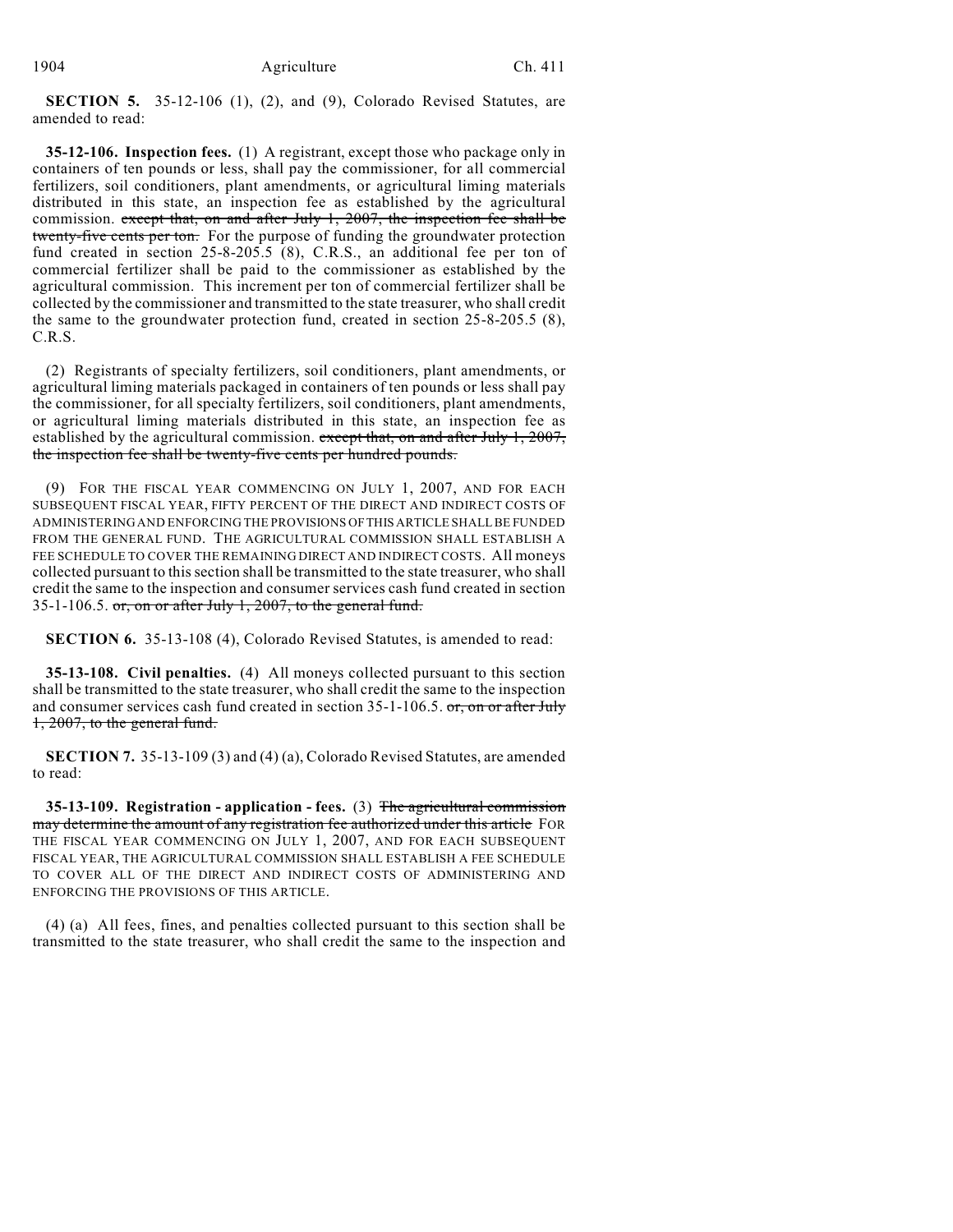**SECTION 5.** 35-12-106 (1), (2), and (9), Colorado Revised Statutes, are amended to read:

**35-12-106. Inspection fees.** (1) A registrant, except those who package only in containers of ten pounds or less, shall pay the commissioner, for all commercial fertilizers, soil conditioners, plant amendments, or agricultural liming materials distributed in this state, an inspection fee as established by the agricultural commission. ~~except that, on and after July 1, 2007, the inspection fee shall be twenty-five cents per ton.~~ For the purpose of funding the groundwater protection fund created in section 25-8-205.5 (8), C.R.S., an additional fee per ton of commercial fertilizer shall be paid to the commissioner as established by the agricultural commission. This increment per ton of commercial fertilizer shall be collected by the commissioner and transmitted to the state treasurer, who shall credit the same to the groundwater protection fund, created in section 25-8-205.5 (8), C.R.S.

(2) Registrants of specialty fertilizers, soil conditioners, plant amendments, or agricultural liming materials packaged in containers of ten pounds or less shall pay the commissioner, for all specialty fertilizers, soil conditioners, plant amendments, or agricultural liming materials distributed in this state, an inspection fee as established by the agricultural commission. ~~except that, on and after July 1, 2007, the inspection fee shall be twenty-five cents per hundred pounds.~~

(9) FOR THE FISCAL YEAR COMMENCING ON JULY 1, 2007, AND FOR EACH SUBSEQUENT FISCAL YEAR, FIFTY PERCENT OF THE DIRECT AND INDIRECT COSTS OF ADMINISTERING AND ENFORCING THE PROVISIONS OF THIS ARTICLE SHALL BE FUNDED FROM THE GENERAL FUND. THE AGRICULTURAL COMMISSION SHALL ESTABLISH A FEE SCHEDULE TO COVER THE REMAINING DIRECT AND INDIRECT COSTS. All moneys collected pursuant to this section shall be transmitted to the state treasurer, who shall credit the same to the inspection and consumer services cash fund created in section 35-1-106.5. ~~or, on or after July 1, 2007, to the general fund.~~

**SECTION 6.** 35-13-108 (4), Colorado Revised Statutes, is amended to read:

**35-13-108. Civil penalties.** (4) All moneys collected pursuant to this section shall be transmitted to the state treasurer, who shall credit the same to the inspection and consumer services cash fund created in section 35-1-106.5. ~~or, on or after July 1, 2007, to the general fund.~~

**SECTION 7.** 35-13-109 (3) and (4) (a), Colorado Revised Statutes, are amended to read:

**35-13-109. Registration - application - fees.** (3) ~~The agricultural commission may determine the amount of any registration fee authorized under this article~~ FOR THE FISCAL YEAR COMMENCING ON JULY 1, 2007, AND FOR EACH SUBSEQUENT FISCAL YEAR, THE AGRICULTURAL COMMISSION SHALL ESTABLISH A FEE SCHEDULE TO COVER ALL OF THE DIRECT AND INDIRECT COSTS OF ADMINISTERING AND ENFORCING THE PROVISIONS OF THIS ARTICLE.

(4) (a) All fees, fines, and penalties collected pursuant to this section shall be transmitted to the state treasurer, who shall credit the same to the inspection and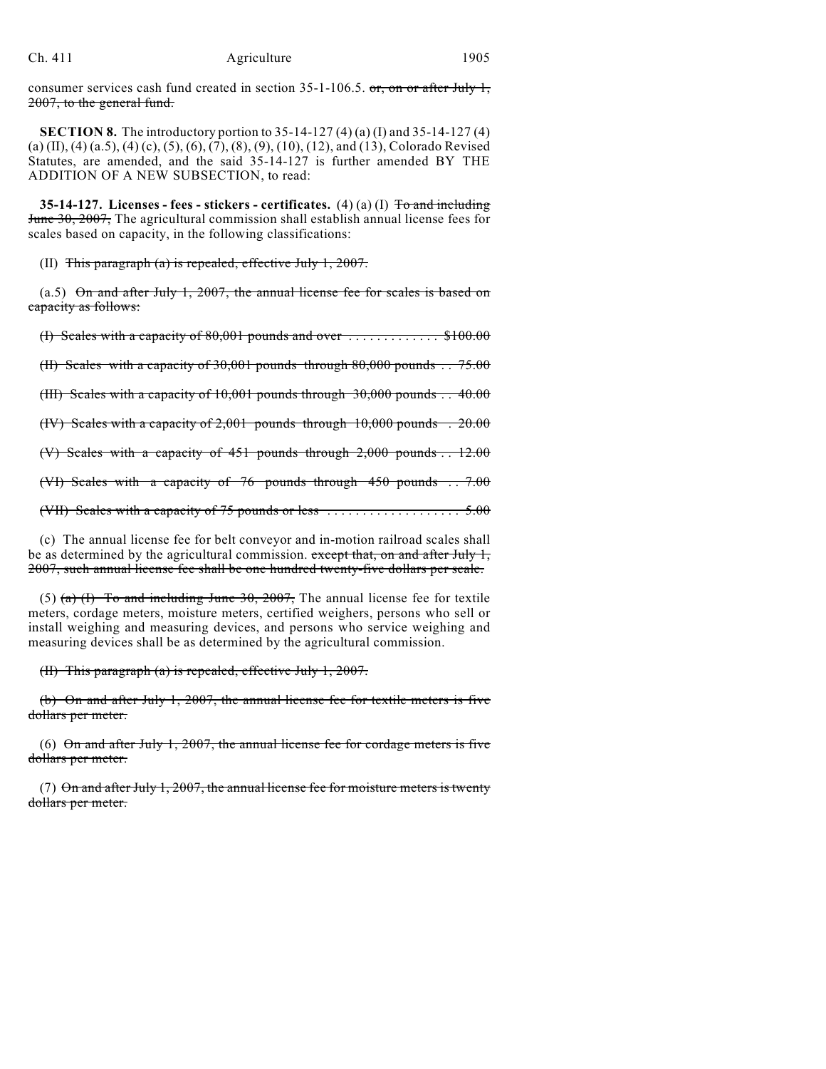consumer services cash fund created in section 35-1-106.5. ~~or, on or after July 1, 2007, to the general fund.~~

**SECTION 8.** The introductory portion to 35-14-127 (4) (a) (I) and 35-14-127 (4) (a) (II), (4) (a.5), (4) (c), (5), (6), (7), (8), (9), (10), (12), and (13), Colorado Revised Statutes, are amended, and the said 35-14-127 is further amended BY THE ADDITION OF A NEW SUBSECTION, to read:

**35-14-127. Licenses - fees - stickers - certificates.** (4) (a) (I) ~~To and including June 30, 2007,~~ The agricultural commission shall establish annual license fees for scales based on capacity, in the following classifications:

(II) ~~This paragraph (a) is repealed, effective July 1, 2007.~~

(a.5) ~~On and after July 1, 2007, the annual license fee for scales is based on capacity as follows:~~

~~(I) Scales with a capacity of 80,001 pounds and over . . . . . . . . . . . . . $100.00~~

~~(II) Scales with a capacity of 30,001 pounds through 80,000 pounds . . 75.00~~

~~(III) Scales with a capacity of 10,001 pounds through 30,000 pounds . . 40.00~~

~~(IV) Scales with a capacity of 2,001 pounds through 10,000 pounds . 20.00~~

~~(V) Scales with a capacity of 451 pounds through 2,000 pounds . . 12.00~~

~~(VI) Scales with a capacity of 76 pounds through 450 pounds . . 7.00~~

~~(VII) Scales with a capacity of 75 pounds or less . . . . . . . . . . . . . . . . . . . 5.00~~

(c) The annual license fee for belt conveyor and in-motion railroad scales shall be as determined by the agricultural commission. ~~except that, on and after July 1, 2007, such annual license fee shall be one hundred twenty-five dollars per scale.~~

(5) ~~(a) (I) To and including June 30, 2007,~~ The annual license fee for textile meters, cordage meters, moisture meters, certified weighers, persons who sell or install weighing and measuring devices, and persons who service weighing and measuring devices shall be as determined by the agricultural commission.

~~(II) This paragraph (a) is repealed, effective July 1, 2007.~~

~~(b) On and after July 1, 2007, the annual license fee for textile meters is five dollars per meter.~~

(6) ~~On and after July 1, 2007, the annual license fee for cordage meters is five dollars per meter.~~

(7) ~~On and after July 1, 2007, the annual license fee for moisture meters is twenty dollars per meter.~~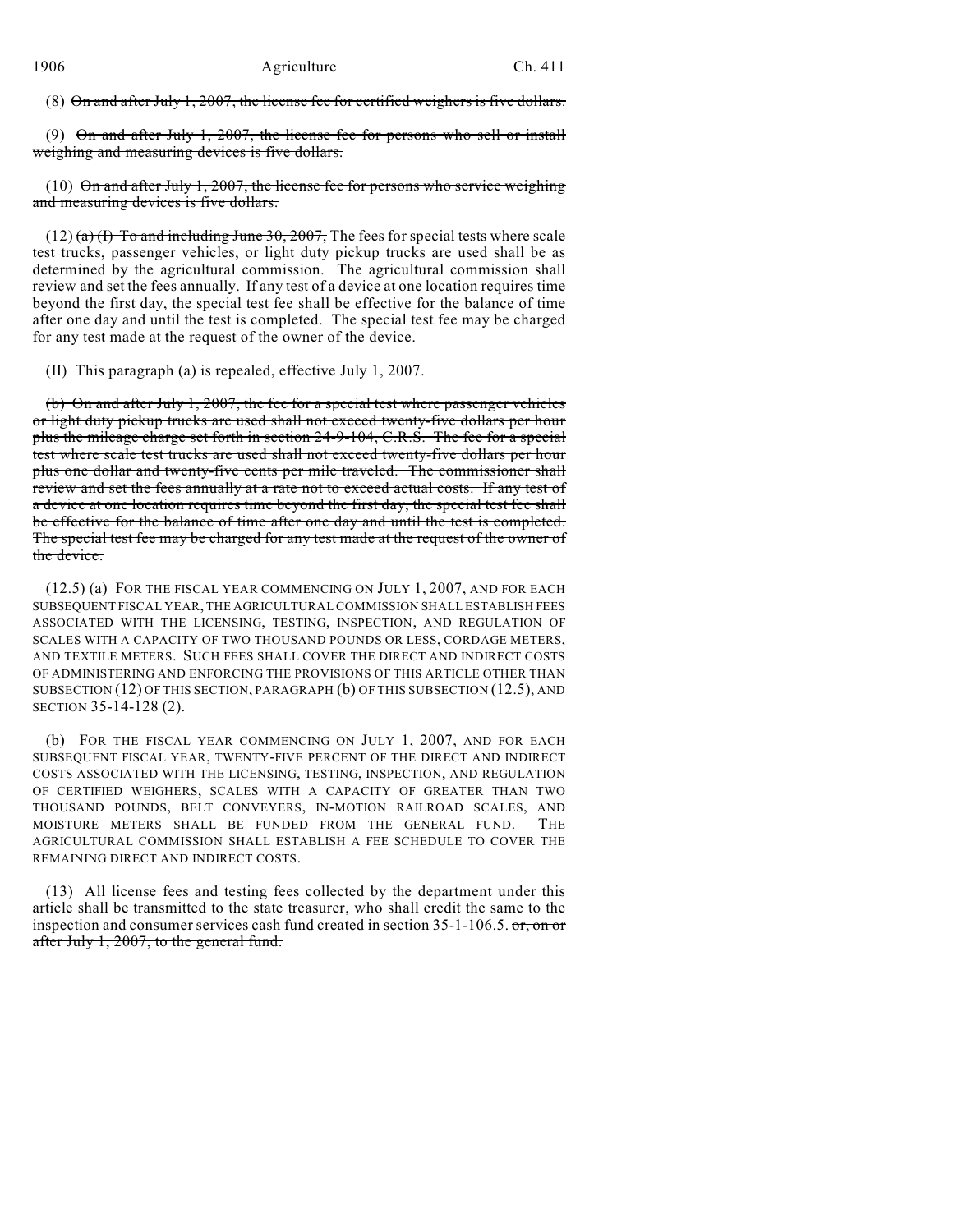(8) ~~On and after July 1, 2007, the license fee for certified weighers is five dollars.~~

(9) ~~On and after July 1, 2007, the license fee for persons who sell or install weighing and measuring devices is five dollars.~~

(10) ~~On and after July 1, 2007, the license fee for persons who service weighing and measuring devices is five dollars.~~

(12) ~~(a) (I) To and including June 30, 2007,~~ The fees for special tests where scale test trucks, passenger vehicles, or light duty pickup trucks are used shall be as determined by the agricultural commission. The agricultural commission shall review and set the fees annually. If any test of a device at one location requires time beyond the first day, the special test fee shall be effective for the balance of time after one day and until the test is completed. The special test fee may be charged for any test made at the request of the owner of the device.

~~(II) This paragraph (a) is repealed, effective July 1, 2007.~~

~~(b) On and after July 1, 2007, the fee for a special test where passenger vehicles or light duty pickup trucks are used shall not exceed twenty-five dollars per hour plus the mileage charge set forth in section 24-9-104, C.R.S. The fee for a special test where scale test trucks are used shall not exceed twenty-five dollars per hour plus one dollar and twenty-five cents per mile traveled. The commissioner shall review and set the fees annually at a rate not to exceed actual costs. If any test of a device at one location requires time beyond the first day, the special test fee shall be effective for the balance of time after one day and until the test is completed. The special test fee may be charged for any test made at the request of the owner of the device.~~

(12.5) (a) FOR THE FISCAL YEAR COMMENCING ON JULY 1, 2007, AND FOR EACH SUBSEQUENT FISCAL YEAR, THE AGRICULTURAL COMMISSION SHALL ESTABLISH FEES ASSOCIATED WITH THE LICENSING, TESTING, INSPECTION, AND REGULATION OF SCALES WITH A CAPACITY OF TWO THOUSAND POUNDS OR LESS, CORDAGE METERS, AND TEXTILE METERS. SUCH FEES SHALL COVER THE DIRECT AND INDIRECT COSTS OF ADMINISTERING AND ENFORCING THE PROVISIONS OF THIS ARTICLE OTHER THAN SUBSECTION (12) OF THIS SECTION, PARAGRAPH (b) OF THIS SUBSECTION (12.5), AND SECTION 35-14-128 (2).

(b) FOR THE FISCAL YEAR COMMENCING ON JULY 1, 2007, AND FOR EACH SUBSEQUENT FISCAL YEAR, TWENTY-FIVE PERCENT OF THE DIRECT AND INDIRECT COSTS ASSOCIATED WITH THE LICENSING, TESTING, INSPECTION, AND REGULATION OF CERTIFIED WEIGHERS, SCALES WITH A CAPACITY OF GREATER THAN TWO THOUSAND POUNDS, BELT CONVEYERS, IN-MOTION RAILROAD SCALES, AND MOISTURE METERS SHALL BE FUNDED FROM THE GENERAL FUND. THE AGRICULTURAL COMMISSION SHALL ESTABLISH A FEE SCHEDULE TO COVER THE REMAINING DIRECT AND INDIRECT COSTS.

(13) All license fees and testing fees collected by the department under this article shall be transmitted to the state treasurer, who shall credit the same to the inspection and consumer services cash fund created in section 35-1-106.5. ~~or, on or after July 1, 2007, to the general fund.~~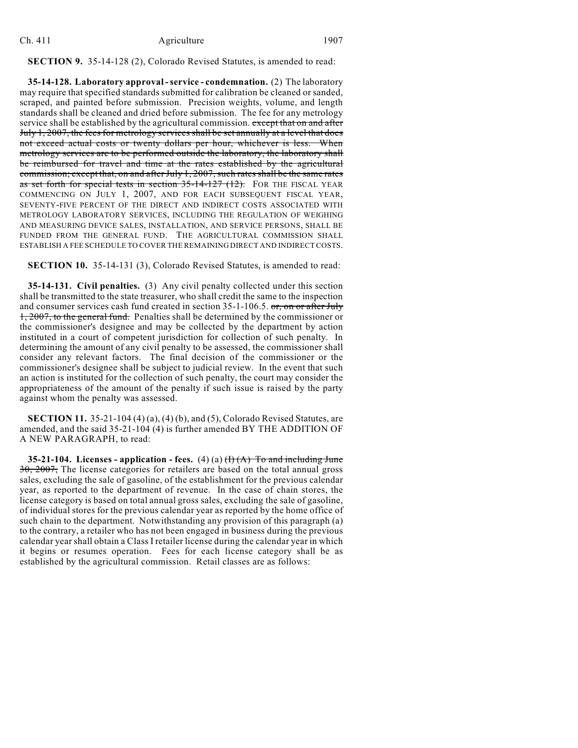**SECTION 9.** 35-14-128 (2), Colorado Revised Statutes, is amended to read:

**35-14-128. Laboratory approval - service - condemnation.** (2) The laboratory may require that specified standards submitted for calibration be cleaned or sanded, scraped, and painted before submission. Precision weights, volume, and length standards shall be cleaned and dried before submission. The fee for any metrology service shall be established by the agricultural commission. ~~except that on and after July 1, 2007, the fees for metrology services shall be set annually at a level that does not exceed actual costs or twenty dollars per hour, whichever is less. When metrology services are to be performed outside the laboratory, the laboratory shall be reimbursed for travel and time at the rates established by the agricultural commission; except that, on and after July 1, 2007, such rates shall be the same rates as set forth for special tests in section 35-14-127 (12).~~ FOR THE FISCAL YEAR COMMENCING ON JULY 1, 2007, AND FOR EACH SUBSEQUENT FISCAL YEAR, SEVENTY-FIVE PERCENT OF THE DIRECT AND INDIRECT COSTS ASSOCIATED WITH METROLOGY LABORATORY SERVICES, INCLUDING THE REGULATION OF WEIGHING AND MEASURING DEVICE SALES, INSTALLATION, AND SERVICE PERSONS, SHALL BE FUNDED FROM THE GENERAL FUND. THE AGRICULTURAL COMMISSION SHALL ESTABLISH A FEE SCHEDULE TO COVER THE REMAINING DIRECT AND INDIRECT COSTS.

**SECTION 10.** 35-14-131 (3), Colorado Revised Statutes, is amended to read:

**35-14-131. Civil penalties.** (3) Any civil penalty collected under this section shall be transmitted to the state treasurer, who shall credit the same to the inspection and consumer services cash fund created in section 35-1-106.5. ~~or, on or after July 1, 2007, to the general fund.~~ Penalties shall be determined by the commissioner or the commissioner's designee and may be collected by the department by action instituted in a court of competent jurisdiction for collection of such penalty. In determining the amount of any civil penalty to be assessed, the commissioner shall consider any relevant factors. The final decision of the commissioner or the commissioner's designee shall be subject to judicial review. In the event that such an action is instituted for the collection of such penalty, the court may consider the appropriateness of the amount of the penalty if such issue is raised by the party against whom the penalty was assessed.

**SECTION 11.** 35-21-104 (4) (a), (4) (b), and (5), Colorado Revised Statutes, are amended, and the said 35-21-104 (4) is further amended BY THE ADDITION OF A NEW PARAGRAPH, to read:

**35-21-104. Licenses - application - fees.** (4) (a) ~~(I) (A) To and including June 30, 2007,~~ The license categories for retailers are based on the total annual gross sales, excluding the sale of gasoline, of the establishment for the previous calendar year, as reported to the department of revenue. In the case of chain stores, the license category is based on total annual gross sales, excluding the sale of gasoline, of individual stores for the previous calendar year as reported by the home office of such chain to the department. Notwithstanding any provision of this paragraph (a) to the contrary, a retailer who has not been engaged in business during the previous calendar year shall obtain a Class I retailer license during the calendar year in which it begins or resumes operation. Fees for each license category shall be as established by the agricultural commission. Retail classes are as follows: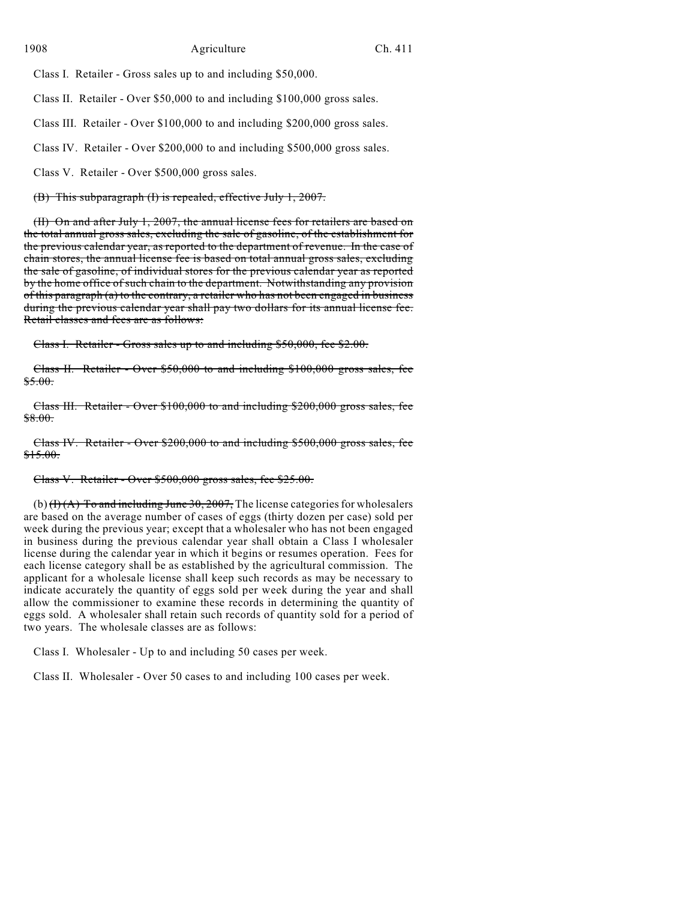Class I. Retailer - Gross sales up to and including $50,000.

Class II. Retailer - Over $50,000 to and including $100,000 gross sales.

Class III. Retailer - Over $100,000 to and including $200,000 gross sales.

Class IV. Retailer - Over $200,000 to and including $500,000 gross sales.

Class V. Retailer - Over $500,000 gross sales.

~~(B) This subparagraph (I) is repealed, effective July 1, 2007.~~

~~(II) On and after July 1, 2007, the annual license fees for retailers are based on the total annual gross sales, excluding the sale of gasoline, of the establishment for the previous calendar year, as reported to the department of revenue. In the case of chain stores, the annual license fee is based on total annual gross sales, excluding the sale of gasoline, of individual stores for the previous calendar year as reported by the home office of such chain to the department. Notwithstanding any provision of this paragraph (a) to the contrary, a retailer who has not been engaged in business during the previous calendar year shall pay two dollars for its annual license fee. Retail classes and fees are as follows:~~

~~Class I. Retailer - Gross sales up to and including $50,000, fee $2.00.~~

~~Class II. Retailer - Over $50,000 to and including $100,000 gross sales, fee $5.00.~~

~~Class III. Retailer - Over $100,000 to and including $200,000 gross sales, fee $8.00.~~

~~Class IV. Retailer - Over $200,000 to and including $500,000 gross sales, fee $15.00.~~

~~Class V. Retailer - Over $500,000 gross sales, fee $25.00.~~

(b) ~~(I) (A) To and including June 30, 2007,~~ The license categories for wholesalers are based on the average number of cases of eggs (thirty dozen per case) sold per week during the previous year; except that a wholesaler who has not been engaged in business during the previous calendar year shall obtain a Class I wholesaler license during the calendar year in which it begins or resumes operation. Fees for each license category shall be as established by the agricultural commission. The applicant for a wholesale license shall keep such records as may be necessary to indicate accurately the quantity of eggs sold per week during the year and shall allow the commissioner to examine these records in determining the quantity of eggs sold. A wholesaler shall retain such records of quantity sold for a period of two years. The wholesale classes are as follows:

Class I. Wholesaler - Up to and including 50 cases per week.

Class II. Wholesaler - Over 50 cases to and including 100 cases per week.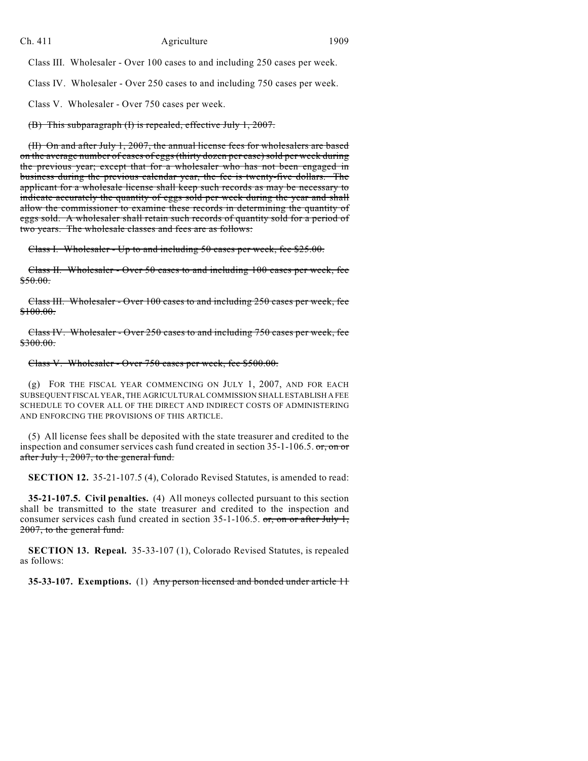Class III. Wholesaler - Over 100 cases to and including 250 cases per week.

Class IV. Wholesaler - Over 250 cases to and including 750 cases per week.

Class V. Wholesaler - Over 750 cases per week.

~~(B) This subparagraph (I) is repealed, effective July 1, 2007.~~

~~(II) On and after July 1, 2007, the annual license fees for wholesalers are based on the average number of cases of eggs (thirty dozen per case) sold per week during the previous year; except that for a wholesaler who has not been engaged in business during the previous calendar year, the fee is twenty-five dollars. The applicant for a wholesale license shall keep such records as may be necessary to indicate accurately the quantity of eggs sold per week during the year and shall allow the commissioner to examine these records in determining the quantity of eggs sold. A wholesaler shall retain such records of quantity sold for a period of two years. The wholesale classes and fees are as follows:~~

~~Class I. Wholesaler - Up to and including 50 cases per week, fee $25.00.~~

~~Class II. Wholesaler - Over 50 cases to and including 100 cases per week, fee $50.00.~~

~~Class III. Wholesaler - Over 100 cases to and including 250 cases per week, fee $100.00.~~

~~Class IV. Wholesaler - Over 250 cases to and including 750 cases per week, fee $300.00.~~

~~Class V. Wholesaler - Over 750 cases per week, fee $500.00.~~

(g) FOR THE FISCAL YEAR COMMENCING ON JULY 1, 2007, AND FOR EACH SUBSEQUENT FISCAL YEAR, THE AGRICULTURAL COMMISSION SHALL ESTABLISH A FEE SCHEDULE TO COVER ALL OF THE DIRECT AND INDIRECT COSTS OF ADMINISTERING AND ENFORCING THE PROVISIONS OF THIS ARTICLE.

(5) All license fees shall be deposited with the state treasurer and credited to the inspection and consumer services cash fund created in section 35-1-106.5. ~~or, on or after July 1, 2007, to the general fund.~~

**SECTION 12.** 35-21-107.5 (4), Colorado Revised Statutes, is amended to read:

**35-21-107.5. Civil penalties.** (4) All moneys collected pursuant to this section shall be transmitted to the state treasurer and credited to the inspection and consumer services cash fund created in section 35-1-106.5. ~~or, on or after July 1, 2007, to the general fund.~~

**SECTION 13. Repeal.** 35-33-107 (1), Colorado Revised Statutes, is repealed as follows:

**35-33-107. Exemptions.** (1) ~~Any person licensed and bonded under article 11~~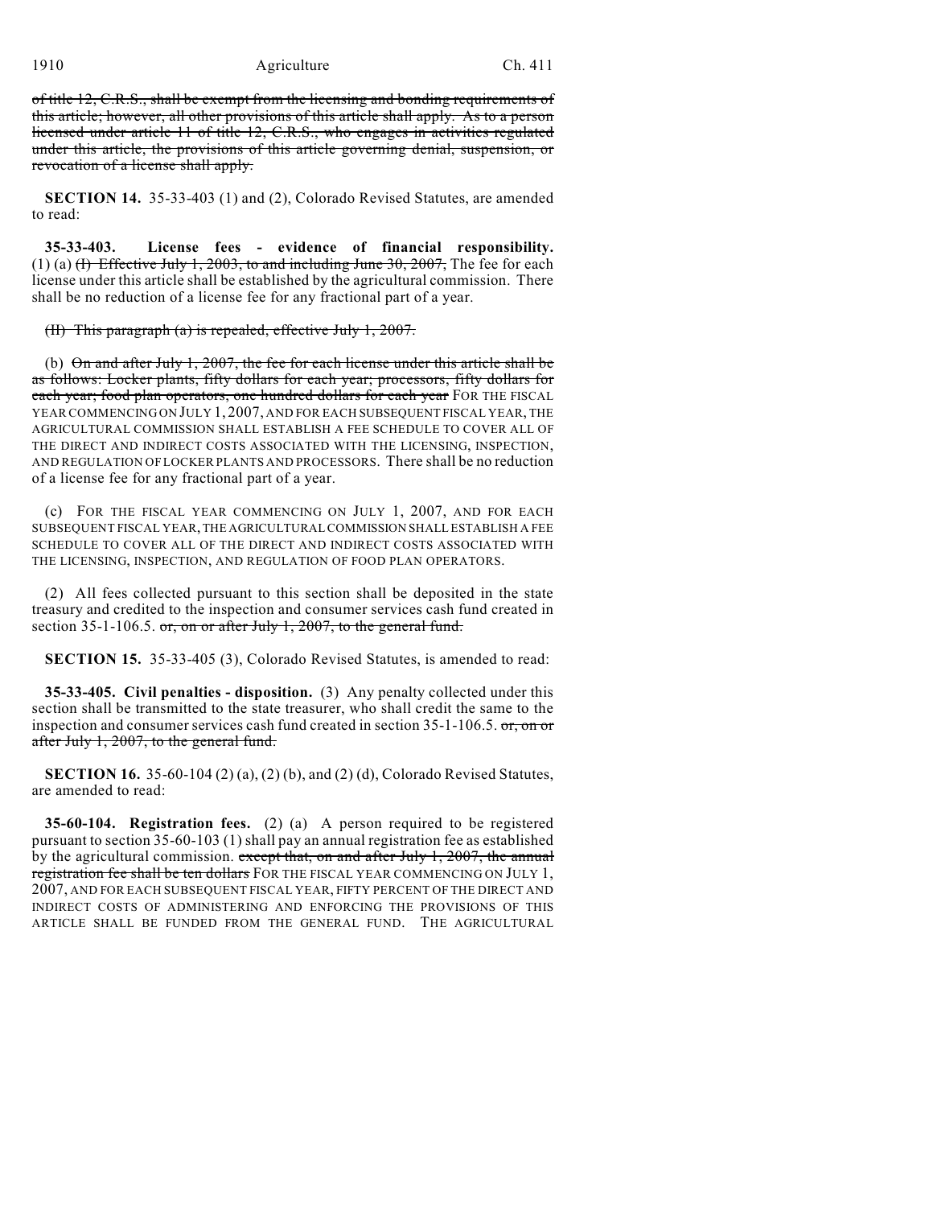~~of title 12, C.R.S., shall be exempt from the licensing and bonding requirements of this article; however, all other provisions of this article shall apply. As to a person licensed under article 11 of title 12, C.R.S., who engages in activities regulated under this article, the provisions of this article governing denial, suspension, or revocation of a license shall apply.~~

**SECTION 14.** 35-33-403 (1) and (2), Colorado Revised Statutes, are amended to read:

**35-33-403. License fees - evidence of financial responsibility.** (1) (a) ~~(I) Effective July 1, 2003, to and including June 30, 2007,~~ The fee for each license under this article shall be established by the agricultural commission. There shall be no reduction of a license fee for any fractional part of a year.

~~(II) This paragraph (a) is repealed, effective July 1, 2007.~~

(b) ~~On and after July 1, 2007, the fee for each license under this article shall be as follows: Locker plants, fifty dollars for each year; processors, fifty dollars for each year; food plan operators, one hundred dollars for each year~~ FOR THE FISCAL YEAR COMMENCING ON JULY 1, 2007, AND FOR EACH SUBSEQUENT FISCAL YEAR, THE AGRICULTURAL COMMISSION SHALL ESTABLISH A FEE SCHEDULE TO COVER ALL OF THE DIRECT AND INDIRECT COSTS ASSOCIATED WITH THE LICENSING, INSPECTION, AND REGULATION OF LOCKER PLANTS AND PROCESSORS. There shall be no reduction of a license fee for any fractional part of a year.

(c) FOR THE FISCAL YEAR COMMENCING ON JULY 1, 2007, AND FOR EACH SUBSEQUENT FISCAL YEAR, THE AGRICULTURAL COMMISSION SHALL ESTABLISH A FEE SCHEDULE TO COVER ALL OF THE DIRECT AND INDIRECT COSTS ASSOCIATED WITH THE LICENSING, INSPECTION, AND REGULATION OF FOOD PLAN OPERATORS.

(2) All fees collected pursuant to this section shall be deposited in the state treasury and credited to the inspection and consumer services cash fund created in section 35-1-106.5. ~~or, on or after July 1, 2007, to the general fund.~~

**SECTION 15.** 35-33-405 (3), Colorado Revised Statutes, is amended to read:

**35-33-405. Civil penalties - disposition.** (3) Any penalty collected under this section shall be transmitted to the state treasurer, who shall credit the same to the inspection and consumer services cash fund created in section 35-1-106.5. ~~or, on or after July 1, 2007, to the general fund.~~

**SECTION 16.** 35-60-104 (2) (a), (2) (b), and (2) (d), Colorado Revised Statutes, are amended to read:

**35-60-104. Registration fees.** (2) (a) A person required to be registered pursuant to section 35-60-103 (1) shall pay an annual registration fee as established by the agricultural commission. ~~except that, on and after July 1, 2007, the annual registration fee shall be ten dollars~~ FOR THE FISCAL YEAR COMMENCING ON JULY 1, 2007, AND FOR EACH SUBSEQUENT FISCAL YEAR, FIFTY PERCENT OF THE DIRECT AND INDIRECT COSTS OF ADMINISTERING AND ENFORCING THE PROVISIONS OF THIS ARTICLE SHALL BE FUNDED FROM THE GENERAL FUND. THE AGRICULTURAL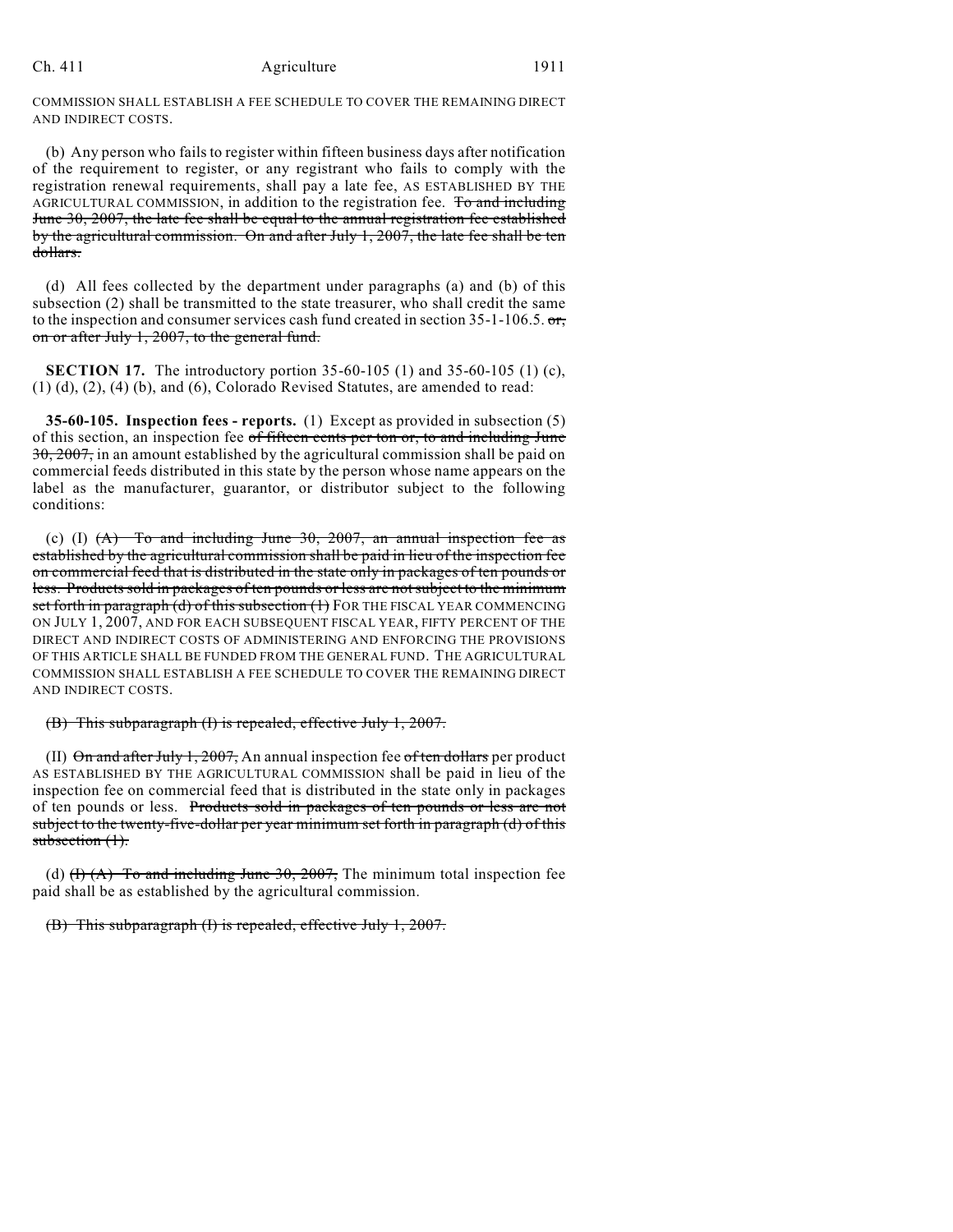COMMISSION SHALL ESTABLISH A FEE SCHEDULE TO COVER THE REMAINING DIRECT AND INDIRECT COSTS.

(b) Any person who fails to register within fifteen business days after notification of the requirement to register, or any registrant who fails to comply with the registration renewal requirements, shall pay a late fee, AS ESTABLISHED BY THE AGRICULTURAL COMMISSION, in addition to the registration fee. ~~To and including June 30, 2007, the late fee shall be equal to the annual registration fee established by the agricultural commission. On and after July 1, 2007, the late fee shall be ten dollars.~~

(d) All fees collected by the department under paragraphs (a) and (b) of this subsection (2) shall be transmitted to the state treasurer, who shall credit the same to the inspection and consumer services cash fund created in section 35-1-106.5. ~~or, on or after July 1, 2007, to the general fund.~~

**SECTION 17.** The introductory portion 35-60-105 (1) and 35-60-105 (1) (c), (1) (d), (2), (4) (b), and (6), Colorado Revised Statutes, are amended to read:

**35-60-105. Inspection fees - reports.** (1) Except as provided in subsection (5) of this section, an inspection fee ~~of fifteen cents per ton or, to and including June 30, 2007,~~ in an amount established by the agricultural commission shall be paid on commercial feeds distributed in this state by the person whose name appears on the label as the manufacturer, guarantor, or distributor subject to the following conditions:

(c) (I) ~~(A) To and including June 30, 2007, an annual inspection fee as established by the agricultural commission shall be paid in lieu of the inspection fee on commercial feed that is distributed in the state only in packages of ten pounds or less. Products sold in packages of ten pounds or less are not subject to the minimum set forth in paragraph (d) of this subsection (1)~~ FOR THE FISCAL YEAR COMMENCING ON JULY 1, 2007, AND FOR EACH SUBSEQUENT FISCAL YEAR, FIFTY PERCENT OF THE DIRECT AND INDIRECT COSTS OF ADMINISTERING AND ENFORCING THE PROVISIONS OF THIS ARTICLE SHALL BE FUNDED FROM THE GENERAL FUND. THE AGRICULTURAL COMMISSION SHALL ESTABLISH A FEE SCHEDULE TO COVER THE REMAINING DIRECT AND INDIRECT COSTS.

~~(B) This subparagraph (I) is repealed, effective July 1, 2007.~~

(II) ~~On and after July 1, 2007,~~ An annual inspection fee ~~of ten dollars~~ per product AS ESTABLISHED BY THE AGRICULTURAL COMMISSION shall be paid in lieu of the inspection fee on commercial feed that is distributed in the state only in packages of ten pounds or less. ~~Products sold in packages of ten pounds or less are not subject to the twenty-five-dollar per year minimum set forth in paragraph (d) of this subsection (1).~~

(d) ~~(I) (A) To and including June 30, 2007,~~ The minimum total inspection fee paid shall be as established by the agricultural commission.

~~(B) This subparagraph (I) is repealed, effective July 1, 2007.~~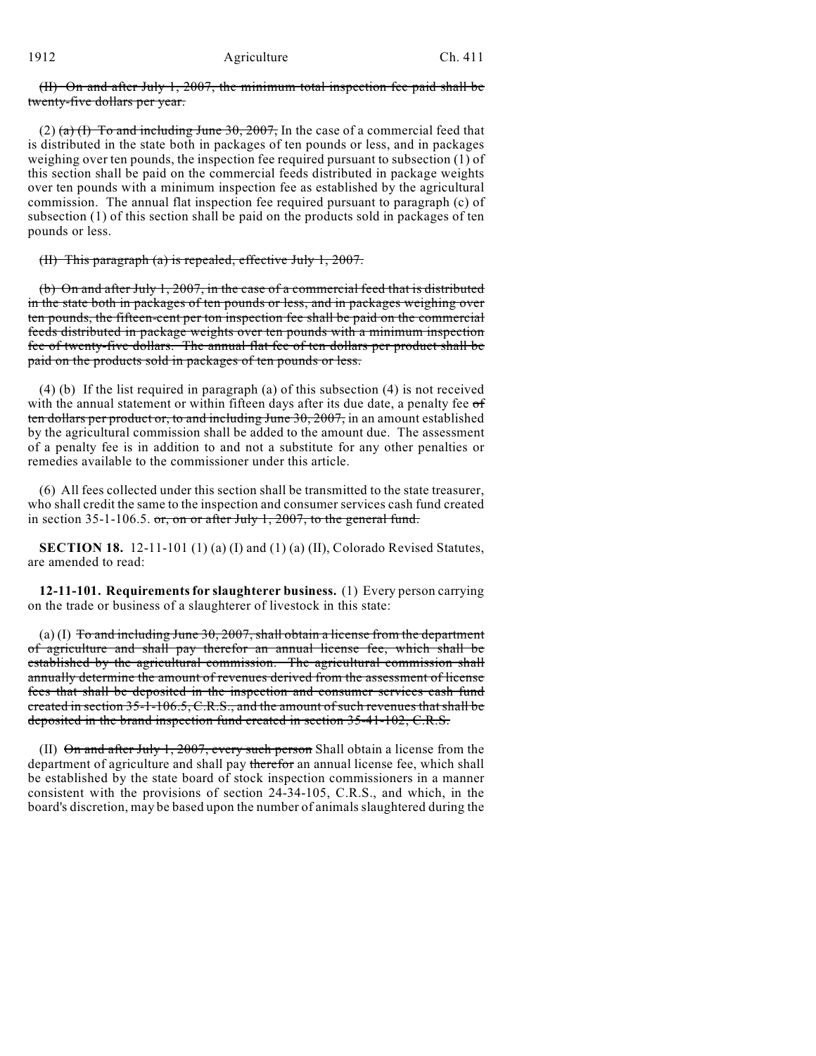~~(II) On and after July 1, 2007, the minimum total inspection fee paid shall be twenty-five dollars per year.~~

(2) ~~(a) (I) To and including June 30, 2007,~~ In the case of a commercial feed that is distributed in the state both in packages of ten pounds or less, and in packages weighing over ten pounds, the inspection fee required pursuant to subsection (1) of this section shall be paid on the commercial feeds distributed in package weights over ten pounds with a minimum inspection fee as established by the agricultural commission. The annual flat inspection fee required pursuant to paragraph (c) of subsection (1) of this section shall be paid on the products sold in packages of ten pounds or less.

~~(II) This paragraph (a) is repealed, effective July 1, 2007.~~

~~(b) On and after July 1, 2007, in the case of a commercial feed that is distributed in the state both in packages of ten pounds or less, and in packages weighing over ten pounds, the fifteen-cent per ton inspection fee shall be paid on the commercial feeds distributed in package weights over ten pounds with a minimum inspection fee of twenty-five dollars. The annual flat fee of ten dollars per product shall be paid on the products sold in packages of ten pounds or less.~~

(4) (b) If the list required in paragraph (a) of this subsection (4) is not received with the annual statement or within fifteen days after its due date, a penalty fee ~~of ten dollars per product or, to and including June 30, 2007,~~ in an amount established by the agricultural commission shall be added to the amount due. The assessment of a penalty fee is in addition to and not a substitute for any other penalties or remedies available to the commissioner under this article.

(6) All fees collected under this section shall be transmitted to the state treasurer, who shall credit the same to the inspection and consumer services cash fund created in section 35-1-106.5. ~~or, on or after July 1, 2007, to the general fund.~~

**SECTION 18.** 12-11-101 (1) (a) (I) and (1) (a) (II), Colorado Revised Statutes, are amended to read:

**12-11-101. Requirements for slaughterer business.** (1) Every person carrying on the trade or business of a slaughterer of livestock in this state:

(a) (I) ~~To and including June 30, 2007, shall obtain a license from the department of agriculture and shall pay therefor an annual license fee, which shall be established by the agricultural commission. The agricultural commission shall annually determine the amount of revenues derived from the assessment of license fees that shall be deposited in the inspection and consumer services cash fund created in section 35-1-106.5, C.R.S., and the amount of such revenues that shall be deposited in the brand inspection fund created in section 35-41-102, C.R.S.~~

(II) ~~On and after July 1, 2007, every such person~~ Shall obtain a license from the department of agriculture and shall pay ~~therefor~~ an annual license fee, which shall be established by the state board of stock inspection commissioners in a manner consistent with the provisions of section 24-34-105, C.R.S., and which, in the board's discretion, may be based upon the number of animals slaughtered during the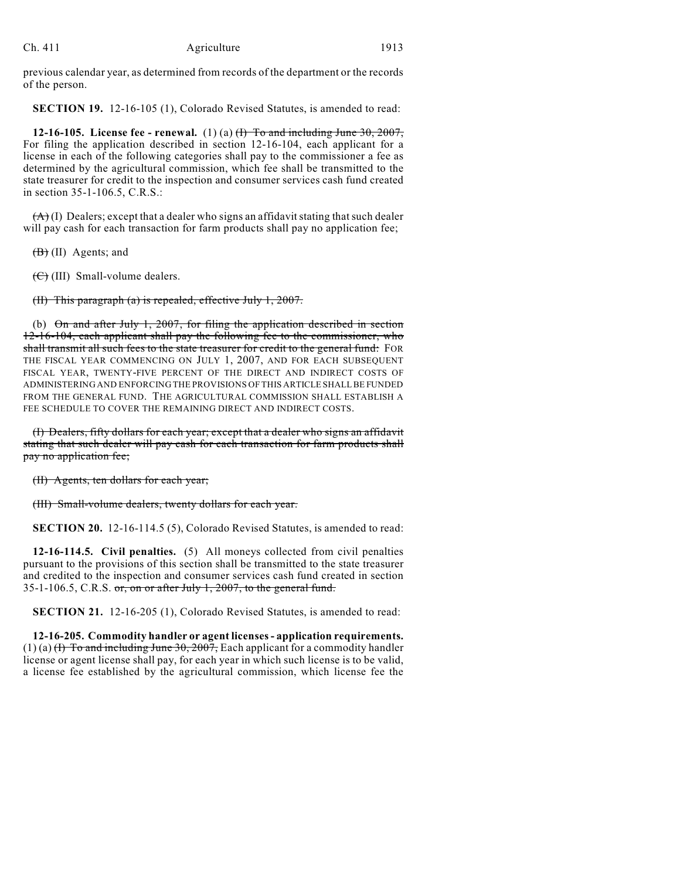previous calendar year, as determined from records of the department or the records of the person.

**SECTION 19.** 12-16-105 (1), Colorado Revised Statutes, is amended to read:

**12-16-105. License fee - renewal.** (1) (a) ~~(I) To and including June 30, 2007,~~ For filing the application described in section 12-16-104, each applicant for a license in each of the following categories shall pay to the commissioner a fee as determined by the agricultural commission, which fee shall be transmitted to the state treasurer for credit to the inspection and consumer services cash fund created in section 35-1-106.5, C.R.S.:

~~(A)~~ (I) Dealers; except that a dealer who signs an affidavit stating that such dealer will pay cash for each transaction for farm products shall pay no application fee;

~~(B)~~ (II) Agents; and

~~(C)~~ (III) Small-volume dealers.

~~(II) This paragraph (a) is repealed, effective July 1, 2007.~~

(b) ~~On and after July 1, 2007, for filing the application described in section 12-16-104, each applicant shall pay the following fee to the commissioner, who shall transmit all such fees to the state treasurer for credit to the general fund:~~ FOR THE FISCAL YEAR COMMENCING ON JULY 1, 2007, AND FOR EACH SUBSEQUENT FISCAL YEAR, TWENTY-FIVE PERCENT OF THE DIRECT AND INDIRECT COSTS OF ADMINISTERING AND ENFORCING THE PROVISIONS OF THIS ARTICLE SHALL BE FUNDED FROM THE GENERAL FUND. THE AGRICULTURAL COMMISSION SHALL ESTABLISH A FEE SCHEDULE TO COVER THE REMAINING DIRECT AND INDIRECT COSTS.

~~(I) Dealers, fifty dollars for each year; except that a dealer who signs an affidavit stating that such dealer will pay cash for each transaction for farm products shall pay no application fee;~~

~~(II) Agents, ten dollars for each year;~~

~~(III) Small-volume dealers, twenty dollars for each year.~~

**SECTION 20.** 12-16-114.5 (5), Colorado Revised Statutes, is amended to read:

**12-16-114.5. Civil penalties.** (5) All moneys collected from civil penalties pursuant to the provisions of this section shall be transmitted to the state treasurer and credited to the inspection and consumer services cash fund created in section 35-1-106.5, C.R.S. ~~or, on or after July 1, 2007, to the general fund.~~

**SECTION 21.** 12-16-205 (1), Colorado Revised Statutes, is amended to read:

**12-16-205. Commodity handler or agent licenses - application requirements.** (1) (a) ~~(I) To and including June 30, 2007,~~ Each applicant for a commodity handler license or agent license shall pay, for each year in which such license is to be valid, a license fee established by the agricultural commission, which license fee the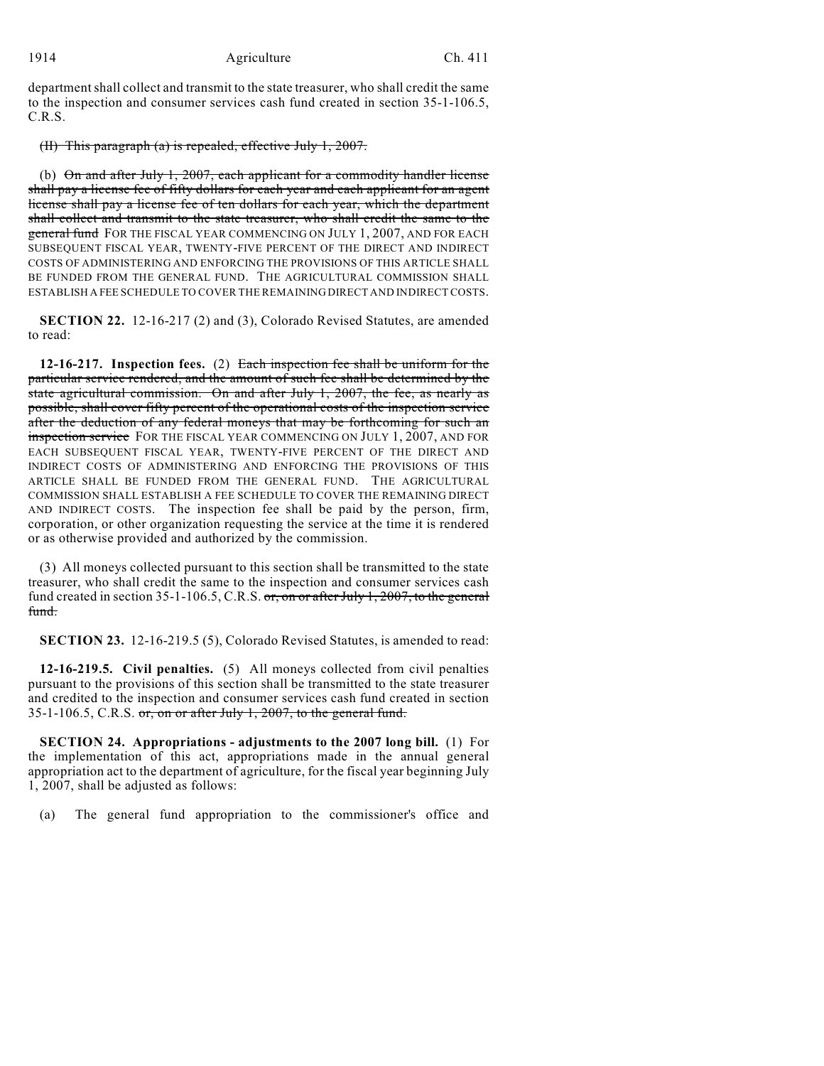department shall collect and transmit to the state treasurer, who shall credit the same to the inspection and consumer services cash fund created in section 35-1-106.5, C.R.S.

~~(II) This paragraph (a) is repealed, effective July 1, 2007.~~

(b) ~~On and after July 1, 2007, each applicant for a commodity handler license shall pay a license fee of fifty dollars for each year and each applicant for an agent license shall pay a license fee of ten dollars for each year, which the department shall collect and transmit to the state treasurer, who shall credit the same to the general fund~~ FOR THE FISCAL YEAR COMMENCING ON JULY 1, 2007, AND FOR EACH SUBSEQUENT FISCAL YEAR, TWENTY-FIVE PERCENT OF THE DIRECT AND INDIRECT COSTS OF ADMINISTERING AND ENFORCING THE PROVISIONS OF THIS ARTICLE SHALL BE FUNDED FROM THE GENERAL FUND. THE AGRICULTURAL COMMISSION SHALL ESTABLISH A FEE SCHEDULE TO COVER THE REMAINING DIRECT AND INDIRECT COSTS.

**SECTION 22.** 12-16-217 (2) and (3), Colorado Revised Statutes, are amended to read:

**12-16-217. Inspection fees.** (2) ~~Each inspection fee shall be uniform for the particular service rendered, and the amount of such fee shall be determined by the state agricultural commission. On and after July 1, 2007, the fee, as nearly as possible, shall cover fifty percent of the operational costs of the inspection service after the deduction of any federal moneys that may be forthcoming for such an inspection service~~ FOR THE FISCAL YEAR COMMENCING ON JULY 1, 2007, AND FOR EACH SUBSEQUENT FISCAL YEAR, TWENTY-FIVE PERCENT OF THE DIRECT AND INDIRECT COSTS OF ADMINISTERING AND ENFORCING THE PROVISIONS OF THIS ARTICLE SHALL BE FUNDED FROM THE GENERAL FUND. THE AGRICULTURAL COMMISSION SHALL ESTABLISH A FEE SCHEDULE TO COVER THE REMAINING DIRECT AND INDIRECT COSTS. The inspection fee shall be paid by the person, firm, corporation, or other organization requesting the service at the time it is rendered or as otherwise provided and authorized by the commission.

(3) All moneys collected pursuant to this section shall be transmitted to the state treasurer, who shall credit the same to the inspection and consumer services cash fund created in section 35-1-106.5, C.R.S. ~~or, on or after July 1, 2007, to the general fund.~~

**SECTION 23.** 12-16-219.5 (5), Colorado Revised Statutes, is amended to read:

**12-16-219.5. Civil penalties.** (5) All moneys collected from civil penalties pursuant to the provisions of this section shall be transmitted to the state treasurer and credited to the inspection and consumer services cash fund created in section 35-1-106.5, C.R.S. ~~or, on or after July 1, 2007, to the general fund.~~

**SECTION 24. Appropriations - adjustments to the 2007 long bill.** (1) For the implementation of this act, appropriations made in the annual general appropriation act to the department of agriculture, for the fiscal year beginning July 1, 2007, shall be adjusted as follows:

(a) The general fund appropriation to the commissioner's office and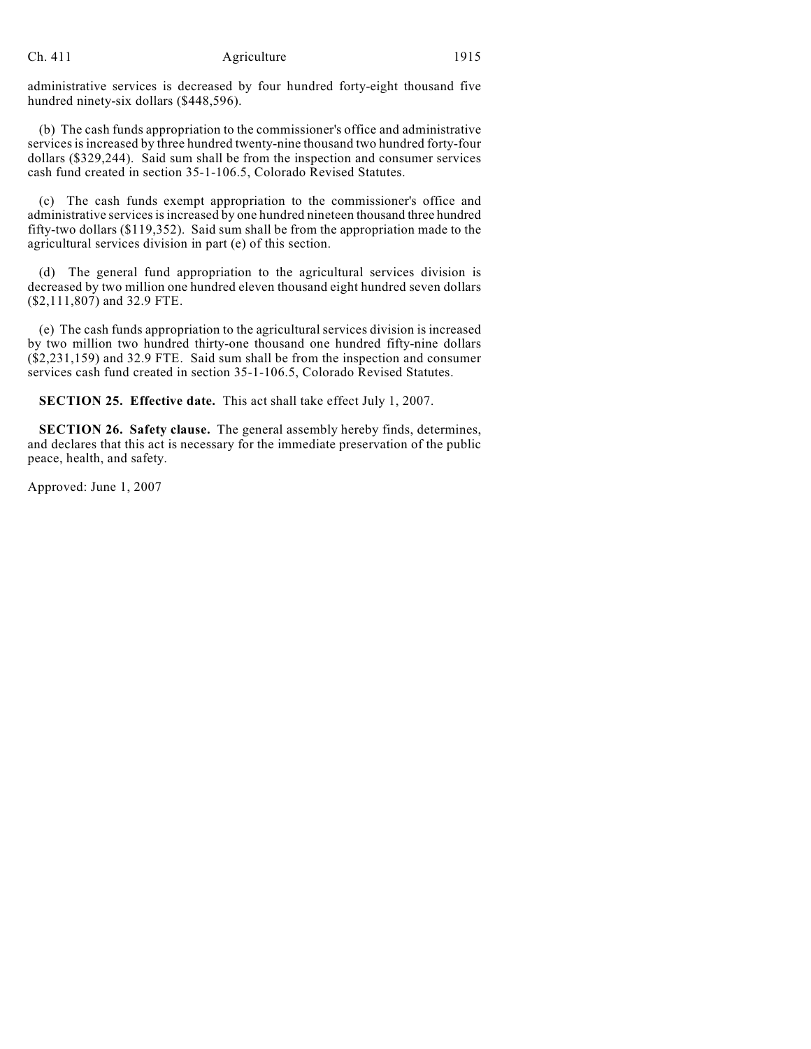administrative services is decreased by four hundred forty-eight thousand five hundred ninety-six dollars ($448,596).

(b) The cash funds appropriation to the commissioner's office and administrative services is increased by three hundred twenty-nine thousand two hundred forty-four dollars ($329,244). Said sum shall be from the inspection and consumer services cash fund created in section 35-1-106.5, Colorado Revised Statutes.

(c) The cash funds exempt appropriation to the commissioner's office and administrative services is increased by one hundred nineteen thousand three hundred fifty-two dollars ($119,352). Said sum shall be from the appropriation made to the agricultural services division in part (e) of this section.

(d) The general fund appropriation to the agricultural services division is decreased by two million one hundred eleven thousand eight hundred seven dollars ($2,111,807) and 32.9 FTE.

(e) The cash funds appropriation to the agricultural services division is increased by two million two hundred thirty-one thousand one hundred fifty-nine dollars ($2,231,159) and 32.9 FTE. Said sum shall be from the inspection and consumer services cash fund created in section 35-1-106.5, Colorado Revised Statutes.

**SECTION 25. Effective date.** This act shall take effect July 1, 2007.

**SECTION 26. Safety clause.** The general assembly hereby finds, determines, and declares that this act is necessary for the immediate preservation of the public peace, health, and safety.

Approved: June 1, 2007